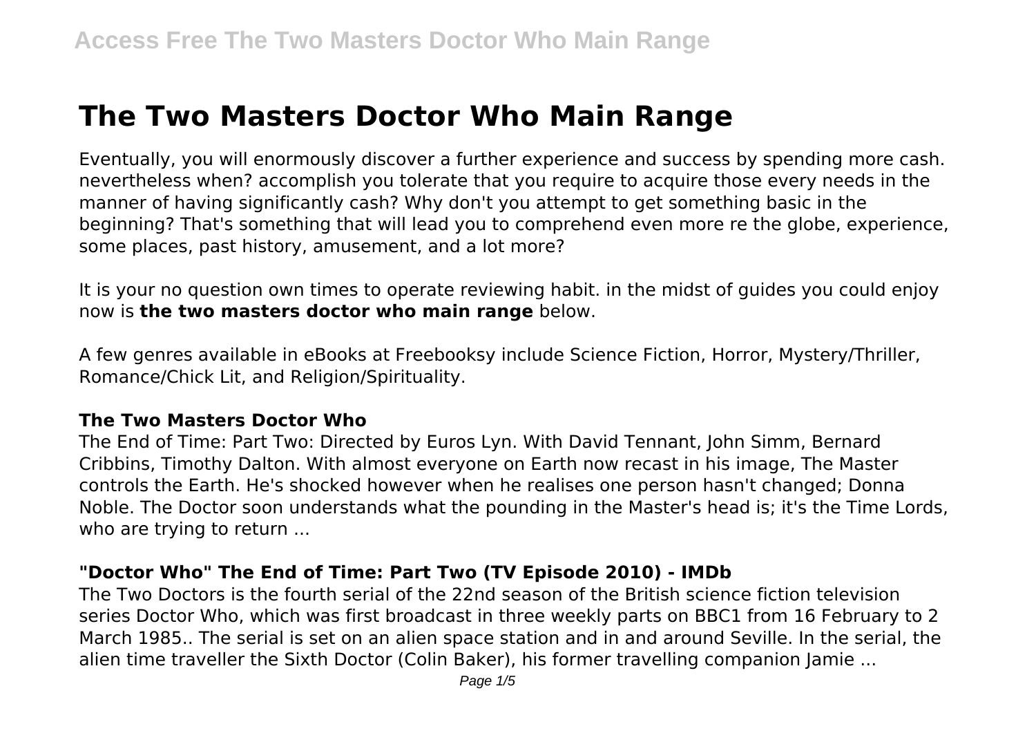# The Two Masters Doctor Who Main Range

Eventually, you will enormously discover a further experience and success by spending more cash. nevertheless when? accomplish you tolerate that you require to acquire those every needs in the manner of having significantly cash? Why don't you attempt to get something basic in the beginning? That's something that will lead you to comprehend even more re the globe, experience, some places, past history, amusement, and a lot more?

It is your no question own times to operate reviewing habit. in the midst of guides you could enjoy now is **the two masters doctor who main range** below.

A few genres available in eBooks at Freebooksy include Science Fiction, Horror, Mystery/Thriller, Romance/Chick Lit, and Religion/Spirituality.

## The Two Masters Doctor Who

The End of Time: Part Two: Directed by Euros Lyn. With David Tennant, John Simm, Bernard Cribbins, Timothy Dalton. With almost everyone on Earth now recast in his image, The Master controls the Earth. He's shocked however when he realises one person hasn't changed; Donna Noble. The Doctor soon understands what the pounding in the Master's head is; it's the Time Lords, who are trying to return ...

## "Doctor Who" The End of Time: Part Two (TV Episode 2010) - IMDb

The Two Doctors is the fourth serial of the 22nd season of the British science fiction television series Doctor Who, which was first broadcast in three weekly parts on BBC1 from 16 February to 2 March 1985.. The serial is set on an alien space station and in and around Seville. In the serial, the alien time traveller the Sixth Doctor (Colin Baker), his former travelling companion Jamie ...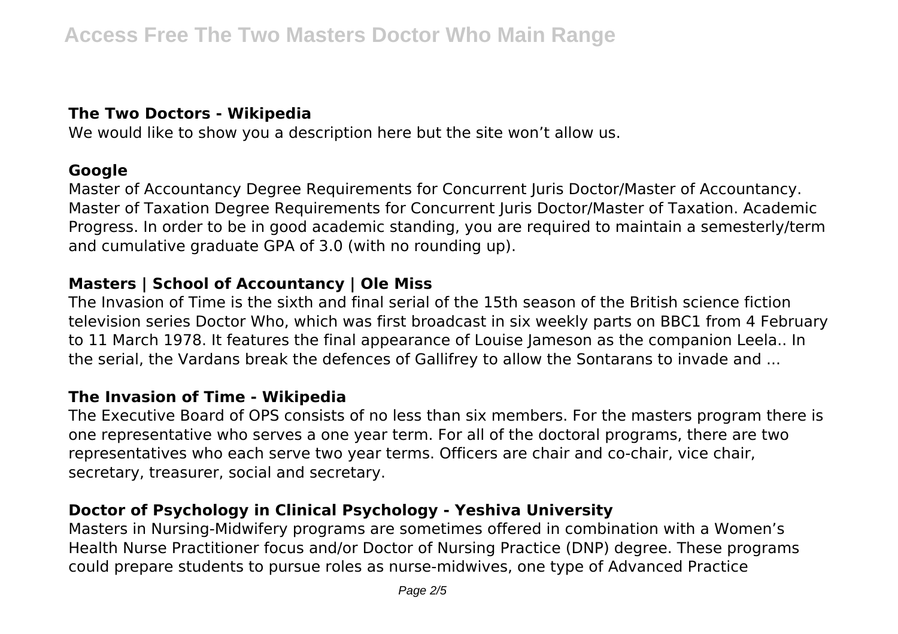### The Two Doctors - Wikipedia

We would like to show you a description here but the site won't allow us.

### Google

Master of Accountancy Degree Requirements for Concurrent Juris Doctor/Master of Accountancy. Master of Taxation Degree Requirements for Concurrent Juris Doctor/Master of Taxation. Academic Progress. In order to be in good academic standing, you are required to maintain a semesterly/term and cumulative graduate GPA of 3.0 (with no rounding up).

### Masters | School of Accountancy | Ole Miss

The Invasion of Time is the sixth and final serial of the 15th season of the British science fiction television series Doctor Who, which was first broadcast in six weekly parts on BBC1 from 4 February to 11 March 1978. It features the final appearance of Louise Jameson as the companion Leela.. In the serial, the Vardans break the defences of Gallifrey to allow the Sontarans to invade and ...

### The Invasion of Time - Wikipedia

The Executive Board of OPS consists of no less than six members. For the masters program there is one representative who serves a one year term. For all of the doctoral programs, there are two representatives who each serve two year terms. Officers are chair and co-chair, vice chair, secretary, treasurer, social and secretary.

### Doctor of Psychology in Clinical Psychology - Yeshiva University

Masters in Nursing-Midwifery programs are sometimes offered in combination with a Women's Health Nurse Practitioner focus and/or Doctor of Nursing Practice (DNP) degree. These programs could prepare students to pursue roles as nurse-midwives, one type of Advanced Practice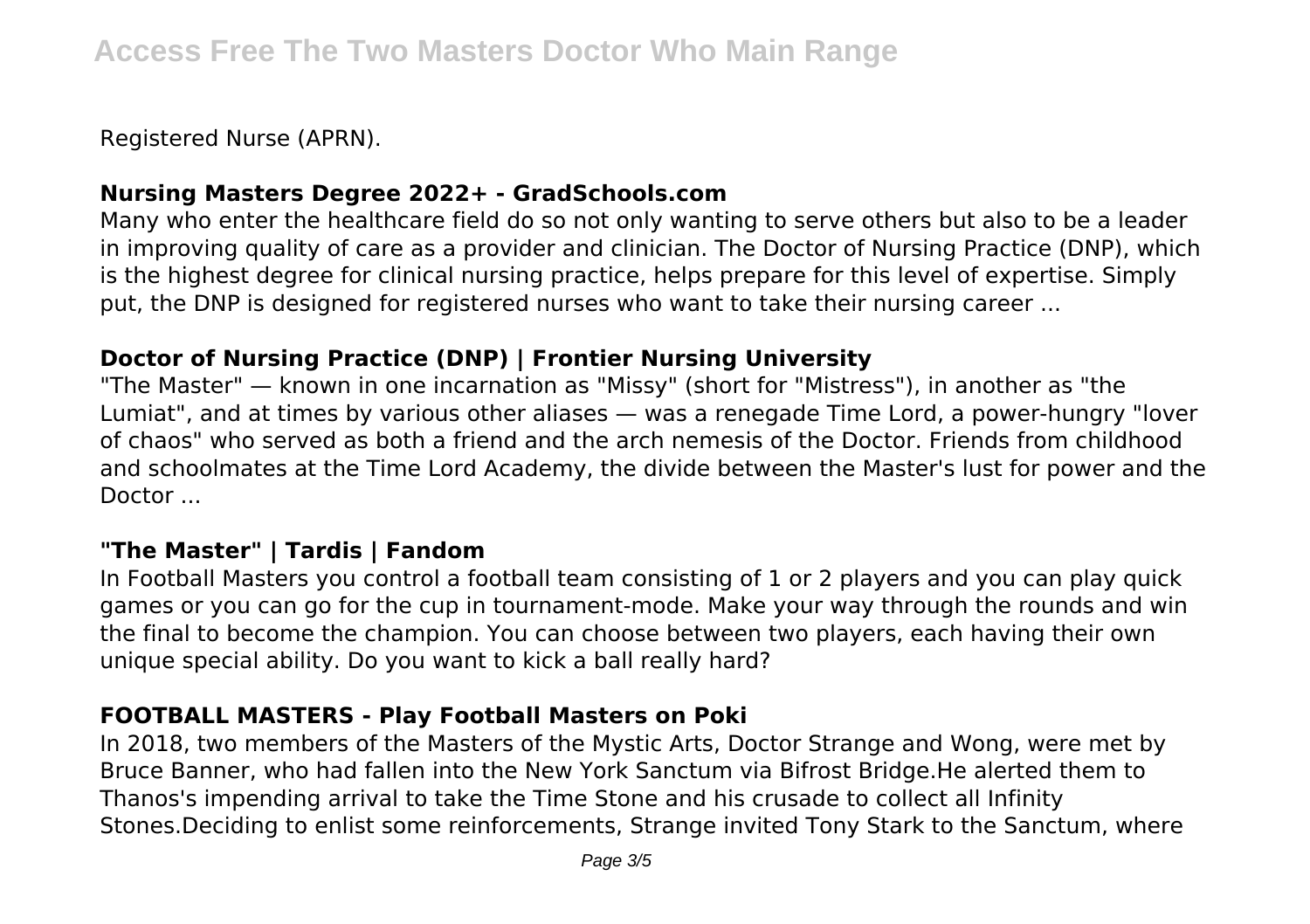Registered Nurse (APRN).

### Nursing Masters Degree 2022+ - GradSchools.com

Many who enter the healthcare field do so not only wanting to serve others but also to be a leader in improving quality of care as a provider and clinician. The Doctor of Nursing Practice (DNP), which is the highest degree for clinical nursing practice, helps prepare for this level of expertise. Simply put, the DNP is designed for registered nurses who want to take their nursing career ...

### Doctor of Nursing Practice (DNP) | Frontier Nursing University

"The Master" — known in one incarnation as "Missy" (short for "Mistress"), in another as "the Lumiat", and at times by various other aliases — was a renegade Time Lord, a power-hungry "lover of chaos" who served as both a friend and the arch nemesis of the Doctor. Friends from childhood and schoolmates at the Time Lord Academy, the divide between the Master's lust for power and the Doctor ...

### "The Master" | Tardis | Fandom

In Football Masters you control a football team consisting of 1 or 2 players and you can play quick games or you can go for the cup in tournament-mode. Make your way through the rounds and win the final to become the champion. You can choose between two players, each having their own unique special ability. Do you want to kick a ball really hard?

### FOOTBALL MASTERS - Play Football Masters on Poki

In 2018, two members of the Masters of the Mystic Arts, Doctor Strange and Wong, were met by Bruce Banner, who had fallen into the New York Sanctum via Bifrost Bridge.He alerted them to Thanos's impending arrival to take the Time Stone and his crusade to collect all Infinity Stones.Deciding to enlist some reinforcements, Strange invited Tony Stark to the Sanctum, where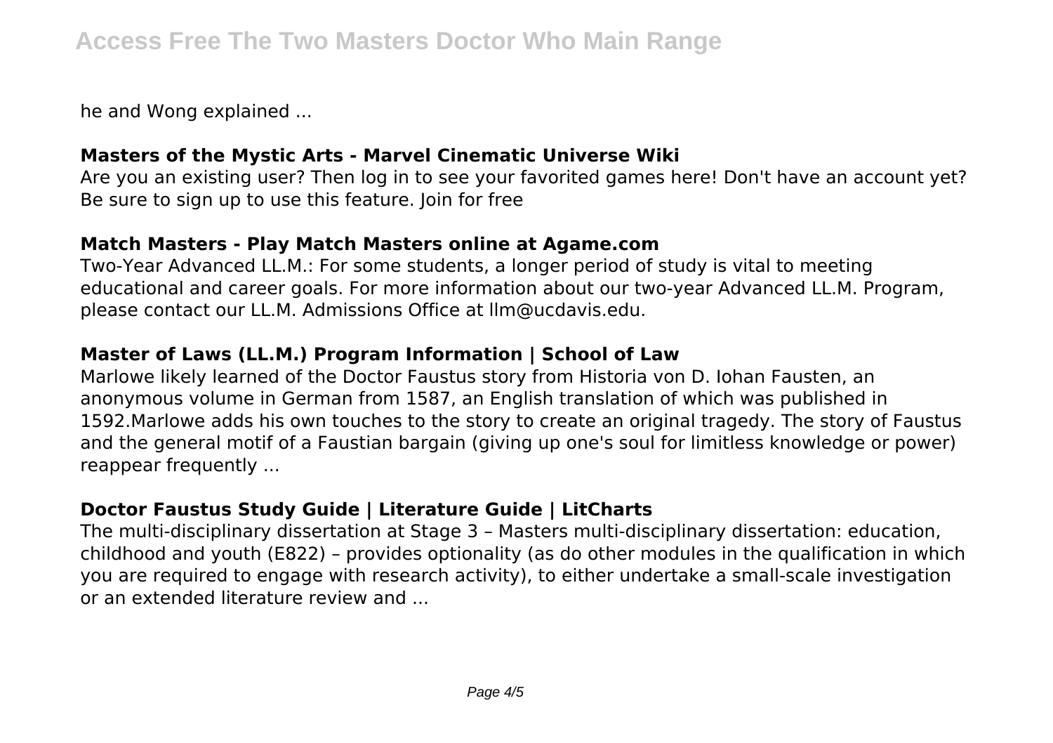he and Wong explained ...

### Masters of the Mystic Arts - Marvel Cinematic Universe Wiki

Are you an existing user? Then log in to see your favorited games here! Don't have an account yet? Be sure to sign up to use this feature. Join for free

### Match Masters - Play Match Masters online at Agame.com

Two-Year Advanced LL.M.: For some students, a longer period of study is vital to meeting educational and career goals. For more information about our two-year Advanced LL.M. Program, please contact our LL.M. Admissions Office at llm@ucdavis.edu.

### Master of Laws (LL.M.) Program Information | School of Law

Marlowe likely learned of the Doctor Faustus story from Historia von D. Iohan Fausten, an anonymous volume in German from 1587, an English translation of which was published in 1592.Marlowe adds his own touches to the story to create an original tragedy. The story of Faustus and the general motif of a Faustian bargain (giving up one's soul for limitless knowledge or power) reappear frequently ...

### Doctor Faustus Study Guide | Literature Guide | LitCharts

The multi-disciplinary dissertation at Stage 3 – Masters multi-disciplinary dissertation: education, childhood and youth (E822) – provides optionality (as do other modules in the qualification in which you are required to engage with research activity), to either undertake a small-scale investigation or an extended literature review and ...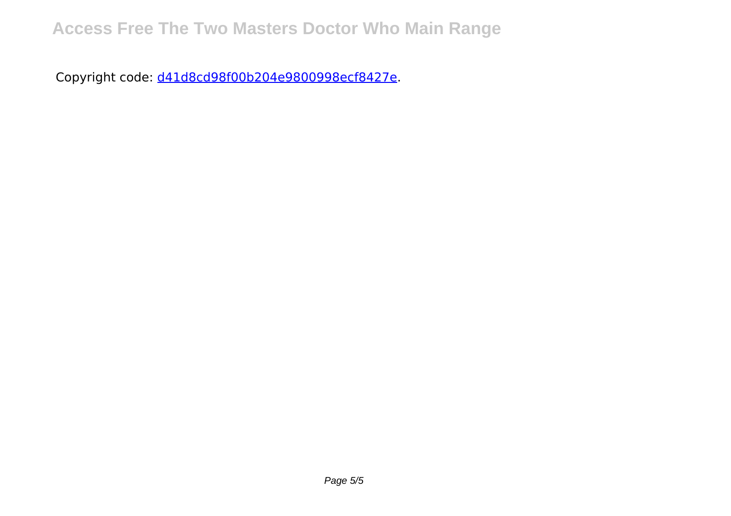Copyright code: [d41d8cd98f00b204e9800998ecf8427e](d41d8cd98f00b204e9800998ecf8427e).